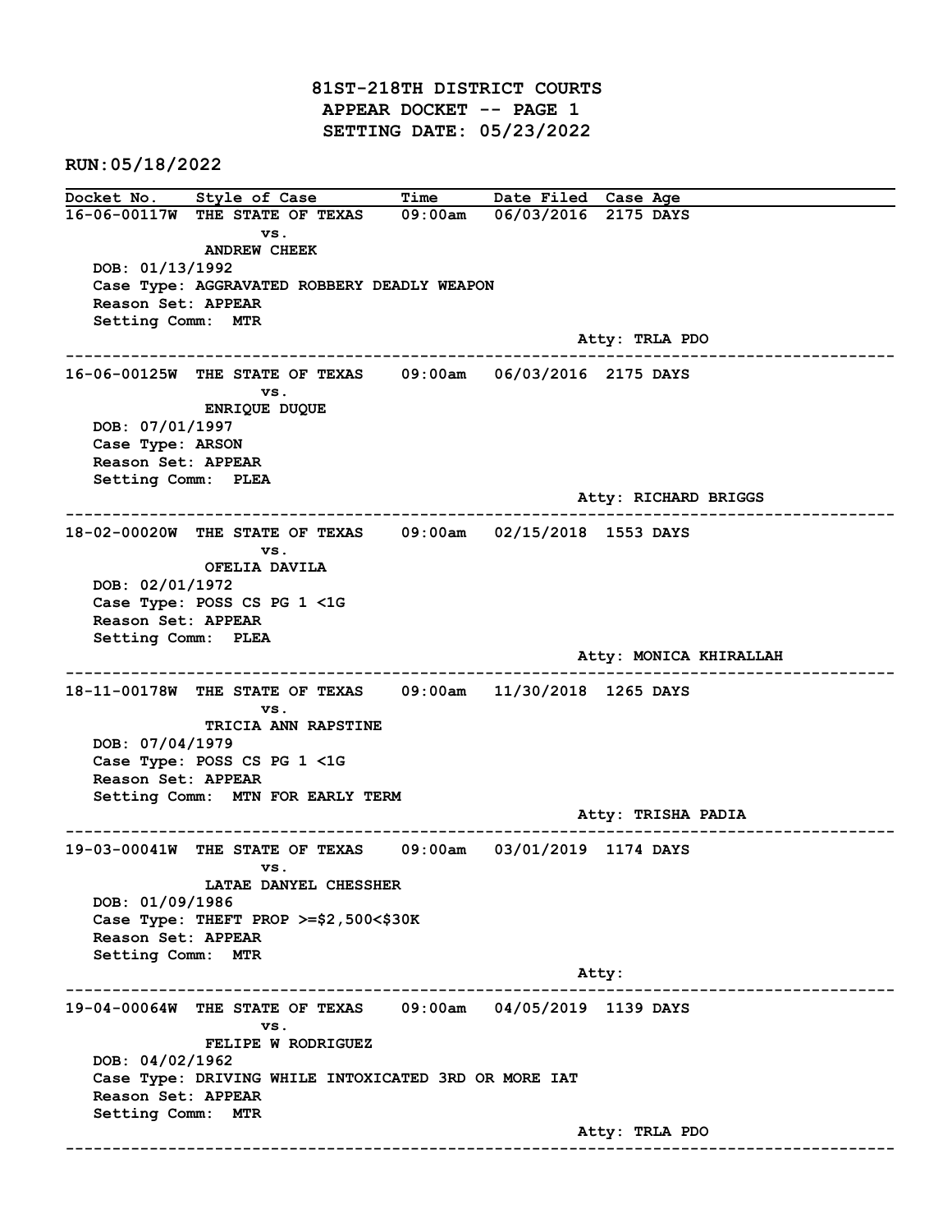# 81ST-218TH DISTRICT COURTS
## APPEAR DOCKET -- PAGE 1
## SETTING DATE: 05/23/2022

RUN:05/18/2022

| Docket No. | Style of Case | Time | Date Filed | Case Age |
|---|---|---|---|---|

**16-06-00117W** THE STATE OF TEXAS vs. ANDREW CHEEK — 09:00am — 06/03/2016 — 2175 DAYS
DOB: 01/13/1992
Case Type: AGGRAVATED ROBBERY DEADLY WEAPON
Reason Set: APPEAR
Setting Comm: MTR
Atty: TRLA PDO

---

**16-06-00125W** THE STATE OF TEXAS vs. ENRIQUE DUQUE — 09:00am — 06/03/2016 — 2175 DAYS
DOB: 07/01/1997
Case Type: ARSON
Reason Set: APPEAR
Setting Comm: PLEA
Atty: RICHARD BRIGGS

---

**18-02-00020W** THE STATE OF TEXAS vs. OFELIA DAVILA — 09:00am — 02/15/2018 — 1553 DAYS
DOB: 02/01/1972
Case Type: POSS CS PG 1 <1G
Reason Set: APPEAR
Setting Comm: PLEA
Atty: MONICA KHIRALLAH

---

**18-11-00178W** THE STATE OF TEXAS vs. TRICIA ANN RAPSTINE — 09:00am — 11/30/2018 — 1265 DAYS
DOB: 07/04/1979
Case Type: POSS CS PG 1 <1G
Reason Set: APPEAR
Setting Comm: MTN FOR EARLY TERM
Atty: TRISHA PADIA

---

**19-03-00041W** THE STATE OF TEXAS vs. LATAE DANYEL CHESSHER — 09:00am — 03/01/2019 — 1174 DAYS
DOB: 01/09/1986
Case Type: THEFT PROP >=$2,500<$30K
Reason Set: APPEAR
Setting Comm: MTR
Atty:

---

**19-04-00064W** THE STATE OF TEXAS vs. FELIPE W RODRIGUEZ — 09:00am — 04/05/2019 — 1139 DAYS
DOB: 04/02/1962
Case Type: DRIVING WHILE INTOXICATED 3RD OR MORE IAT
Reason Set: APPEAR
Setting Comm: MTR
Atty: TRLA PDO

---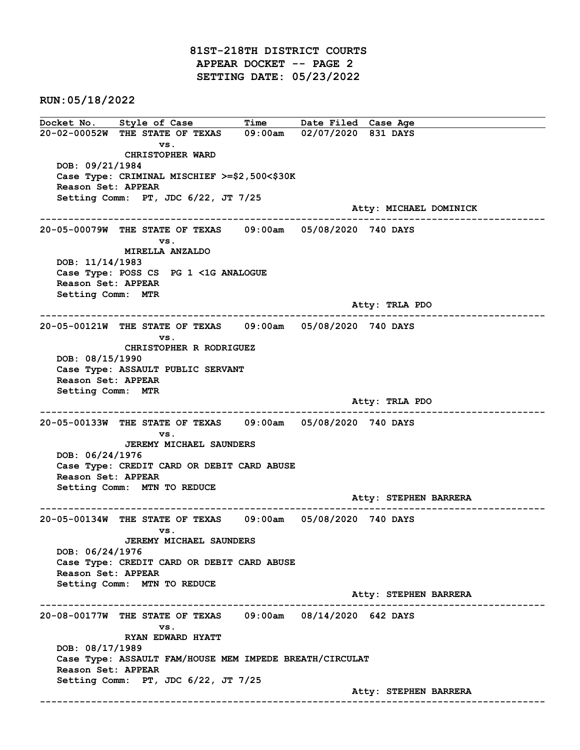# 81ST-218TH DISTRICT COURTS
## APPEAR DOCKET -- PAGE 2
## SETTING DATE: 05/23/2022

**RUN:05/18/2022**

| Docket No. | Style of Case | Time | Date Filed | Case Age |
|---|---|---|---|---|

**20-02-00052W** THE STATE OF TEXAS vs. CHRISTOPHER WARD — 09:00am — 02/07/2020 — 831 DAYS

- DOB: 09/21/1984
- Case Type: CRIMINAL MISCHIEF >=$2,500<$30K
- Reason Set: APPEAR
- Setting Comm: PT, JDC 6/22, JT 7/25
- Atty: MICHAEL DOMINICK

---

**20-05-00079W** THE STATE OF TEXAS vs. MIRELLA ANZALDO — 09:00am — 05/08/2020 — 740 DAYS

- DOB: 11/14/1983
- Case Type: POSS CS PG 1 <1G ANALOGUE
- Reason Set: APPEAR
- Setting Comm: MTR
- Atty: TRLA PDO

---

**20-05-00121W** THE STATE OF TEXAS vs. CHRISTOPHER R RODRIGUEZ — 09:00am — 05/08/2020 — 740 DAYS

- DOB: 08/15/1990
- Case Type: ASSAULT PUBLIC SERVANT
- Reason Set: APPEAR
- Setting Comm: MTR
- Atty: TRLA PDO

---

**20-05-00133W** THE STATE OF TEXAS vs. JEREMY MICHAEL SAUNDERS — 09:00am — 05/08/2020 — 740 DAYS

- DOB: 06/24/1976
- Case Type: CREDIT CARD OR DEBIT CARD ABUSE
- Reason Set: APPEAR
- Setting Comm: MTN TO REDUCE
- Atty: STEPHEN BARRERA

---

**20-05-00134W** THE STATE OF TEXAS vs. JEREMY MICHAEL SAUNDERS — 09:00am — 05/08/2020 — 740 DAYS

- DOB: 06/24/1976
- Case Type: CREDIT CARD OR DEBIT CARD ABUSE
- Reason Set: APPEAR
- Setting Comm: MTN TO REDUCE
- Atty: STEPHEN BARRERA

---

**20-08-00177W** THE STATE OF TEXAS vs. RYAN EDWARD HYATT — 09:00am — 08/14/2020 — 642 DAYS

- DOB: 08/17/1989
- Case Type: ASSAULT FAM/HOUSE MEM IMPEDE BREATH/CIRCULAT
- Reason Set: APPEAR
- Setting Comm: PT, JDC 6/22, JT 7/25
- Atty: STEPHEN BARRERA

---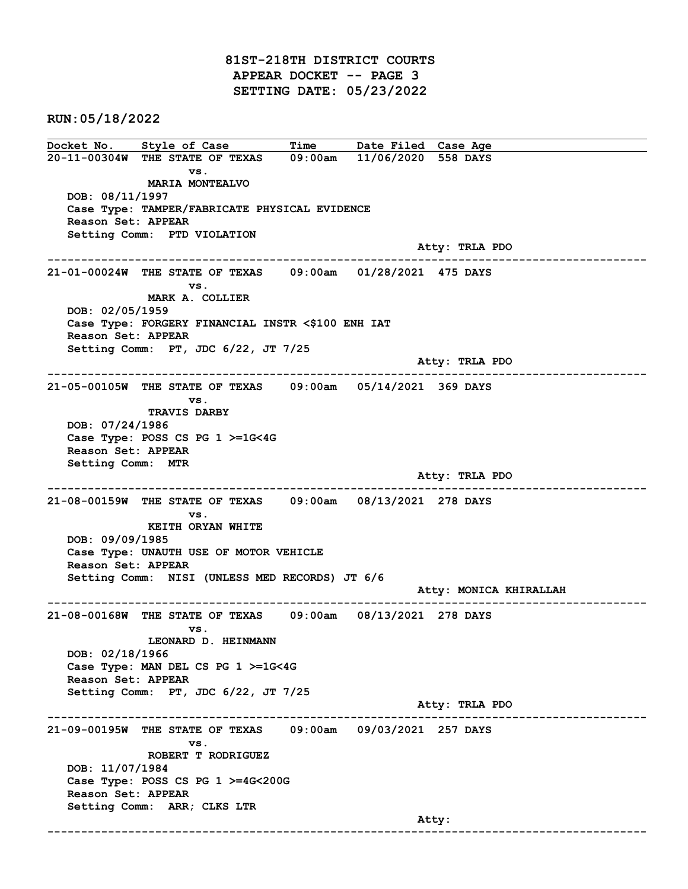# 81ST-218TH DISTRICT COURTS
## APPEAR DOCKET -- PAGE 3
## SETTING DATE: 05/23/2022

**RUN:05/18/2022**

| Docket No. | Style of Case | Time | Date Filed | Case Age |
|---|---|---|---|---|

**20-11-00304W** THE STATE OF TEXAS vs. MARIA MONTEALVO — 09:00am — 11/06/2020 — 558 DAYS

DOB: 08/11/1997
Case Type: TAMPER/FABRICATE PHYSICAL EVIDENCE
Reason Set: APPEAR
Setting Comm: PTD VIOLATION
Atty: TRLA PDO

---

**21-01-00024W** THE STATE OF TEXAS vs. MARK A. COLLIER — 09:00am — 01/28/2021 — 475 DAYS

DOB: 02/05/1959
Case Type: FORGERY FINANCIAL INSTR <$100 ENH IAT
Reason Set: APPEAR
Setting Comm: PT, JDC 6/22, JT 7/25
Atty: TRLA PDO

---

**21-05-00105W** THE STATE OF TEXAS vs. TRAVIS DARBY — 09:00am — 05/14/2021 — 369 DAYS

DOB: 07/24/1986
Case Type: POSS CS PG 1 >=1G<4G
Reason Set: APPEAR
Setting Comm: MTR
Atty: TRLA PDO

---

**21-08-00159W** THE STATE OF TEXAS vs. KEITH ORYAN WHITE — 09:00am — 08/13/2021 — 278 DAYS

DOB: 09/09/1985
Case Type: UNAUTH USE OF MOTOR VEHICLE
Reason Set: APPEAR
Setting Comm: NISI (UNLESS MED RECORDS) JT 6/6
Atty: MONICA KHIRALLAH

---

**21-08-00168W** THE STATE OF TEXAS vs. LEONARD D. HEINMANN — 09:00am — 08/13/2021 — 278 DAYS

DOB: 02/18/1966
Case Type: MAN DEL CS PG 1 >=1G<4G
Reason Set: APPEAR
Setting Comm: PT, JDC 6/22, JT 7/25
Atty: TRLA PDO

---

**21-09-00195W** THE STATE OF TEXAS vs. ROBERT T RODRIGUEZ — 09:00am — 09/03/2021 — 257 DAYS

DOB: 11/07/1984
Case Type: POSS CS PG 1 >=4G<200G
Reason Set: APPEAR
Setting Comm: ARR; CLKS LTR
Atty:

---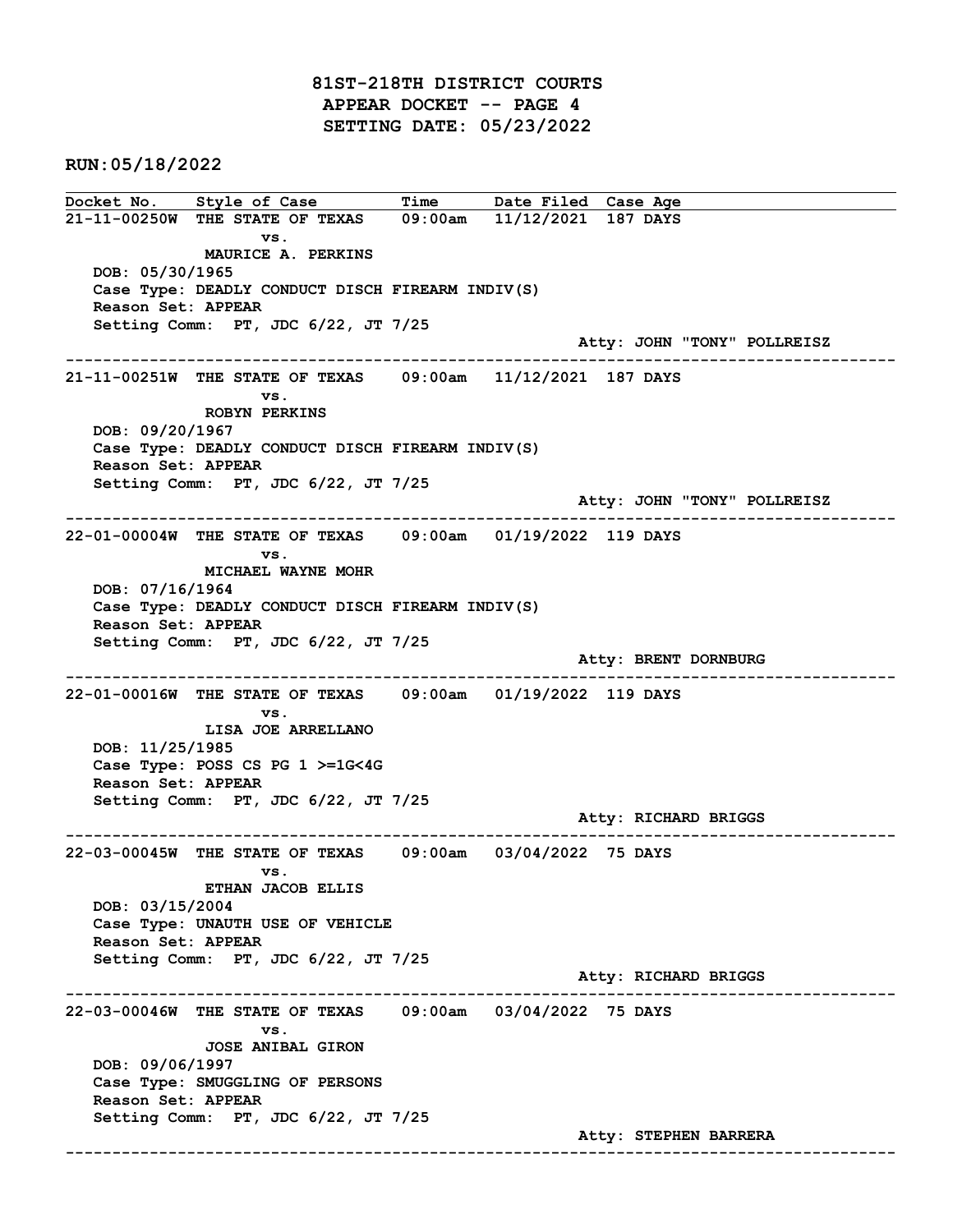# 81ST-218TH DISTRICT COURTS
## APPEAR DOCKET -- PAGE 4
## SETTING DATE: 05/23/2022

**RUN:05/18/2022**

| Docket No. | Style of Case | Time | Date Filed | Case Age |
|---|---|---|---|---|

---

**21-11-00250W** THE STATE OF TEXAS 09:00am 11/12/2021 187 DAYS
vs.
MAURICE A. PERKINS
DOB: 05/30/1965
Case Type: DEADLY CONDUCT DISCH FIREARM INDIV(S)
Reason Set: APPEAR
Setting Comm: PT, JDC 6/22, JT 7/25
Atty: JOHN "TONY" POLLREISZ

---

**21-11-00251W** THE STATE OF TEXAS 09:00am 11/12/2021 187 DAYS
vs.
ROBYN PERKINS
DOB: 09/20/1967
Case Type: DEADLY CONDUCT DISCH FIREARM INDIV(S)
Reason Set: APPEAR
Setting Comm: PT, JDC 6/22, JT 7/25
Atty: JOHN "TONY" POLLREISZ

---

**22-01-00004W** THE STATE OF TEXAS 09:00am 01/19/2022 119 DAYS
vs.
MICHAEL WAYNE MOHR
DOB: 07/16/1964
Case Type: DEADLY CONDUCT DISCH FIREARM INDIV(S)
Reason Set: APPEAR
Setting Comm: PT, JDC 6/22, JT 7/25
Atty: BRENT DORNBURG

---

**22-01-00016W** THE STATE OF TEXAS 09:00am 01/19/2022 119 DAYS
vs.
LISA JOE ARRELLANO
DOB: 11/25/1985
Case Type: POSS CS PG 1 >=1G<4G
Reason Set: APPEAR
Setting Comm: PT, JDC 6/22, JT 7/25
Atty: RICHARD BRIGGS

---

**22-03-00045W** THE STATE OF TEXAS 09:00am 03/04/2022 75 DAYS
vs.
ETHAN JACOB ELLIS
DOB: 03/15/2004
Case Type: UNAUTH USE OF VEHICLE
Reason Set: APPEAR
Setting Comm: PT, JDC 6/22, JT 7/25
Atty: RICHARD BRIGGS

---

**22-03-00046W** THE STATE OF TEXAS 09:00am 03/04/2022 75 DAYS
vs.
JOSE ANIBAL GIRON
DOB: 09/06/1997
Case Type: SMUGGLING OF PERSONS
Reason Set: APPEAR
Setting Comm: PT, JDC 6/22, JT 7/25
Atty: STEPHEN BARRERA

---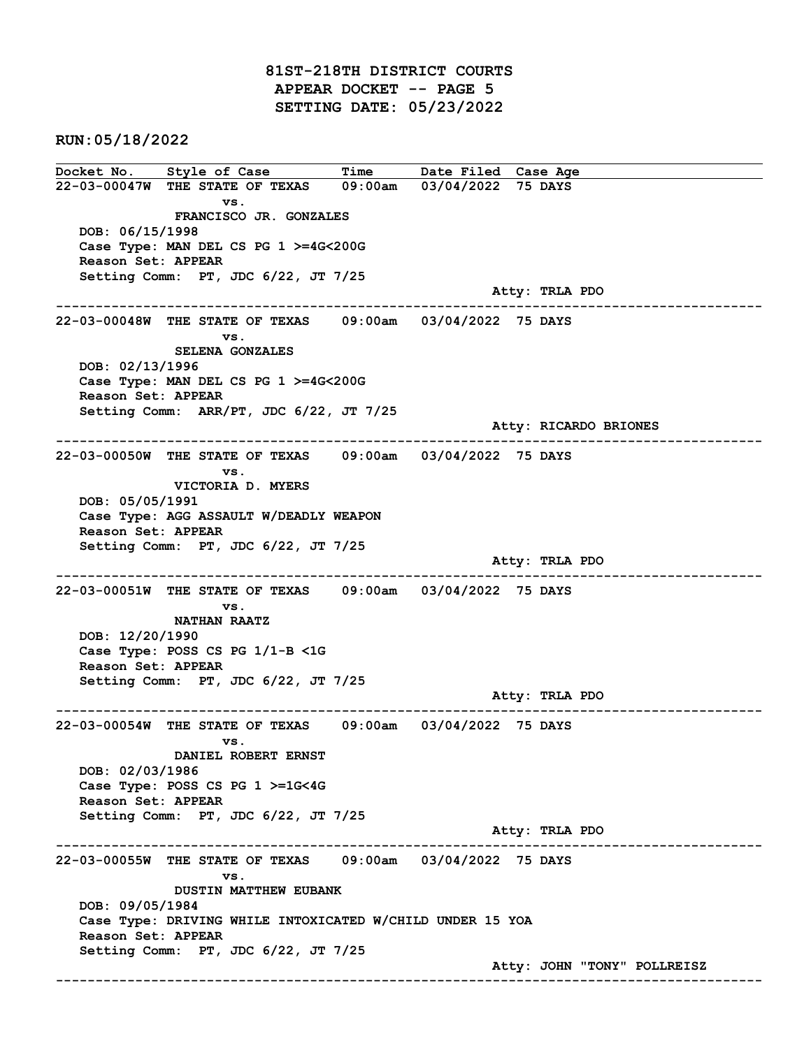# 81ST-218TH DISTRICT COURTS
## APPEAR DOCKET -- PAGE 5
## SETTING DATE: 05/23/2022

**RUN:05/18/2022**

| Docket No. | Style of Case | Time | Date Filed | Case Age |
|---|---|---|---|---|

---

**22-03-00047W** THE STATE OF TEXAS vs. FRANCISCO JR. GONZALES — 09:00am — 03/04/2022 — 75 DAYS

DOB: 06/15/1998
Case Type: MAN DEL CS PG 1 >=4G<200G
Reason Set: APPEAR
Setting Comm: PT, JDC 6/22, JT 7/25
Atty: TRLA PDO

---

**22-03-00048W** THE STATE OF TEXAS vs. SELENA GONZALES — 09:00am — 03/04/2022 — 75 DAYS

DOB: 02/13/1996
Case Type: MAN DEL CS PG 1 >=4G<200G
Reason Set: APPEAR
Setting Comm: ARR/PT, JDC 6/22, JT 7/25
Atty: RICARDO BRIONES

---

**22-03-00050W** THE STATE OF TEXAS vs. VICTORIA D. MYERS — 09:00am — 03/04/2022 — 75 DAYS

DOB: 05/05/1991
Case Type: AGG ASSAULT W/DEADLY WEAPON
Reason Set: APPEAR
Setting Comm: PT, JDC 6/22, JT 7/25
Atty: TRLA PDO

---

**22-03-00051W** THE STATE OF TEXAS vs. NATHAN RAATZ — 09:00am — 03/04/2022 — 75 DAYS

DOB: 12/20/1990
Case Type: POSS CS PG 1/1-B <1G
Reason Set: APPEAR
Setting Comm: PT, JDC 6/22, JT 7/25
Atty: TRLA PDO

---

**22-03-00054W** THE STATE OF TEXAS vs. DANIEL ROBERT ERNST — 09:00am — 03/04/2022 — 75 DAYS

DOB: 02/03/1986
Case Type: POSS CS PG 1 >=1G<4G
Reason Set: APPEAR
Setting Comm: PT, JDC 6/22, JT 7/25
Atty: TRLA PDO

---

**22-03-00055W** THE STATE OF TEXAS vs. DUSTIN MATTHEW EUBANK — 09:00am — 03/04/2022 — 75 DAYS

DOB: 09/05/1984
Case Type: DRIVING WHILE INTOXICATED W/CHILD UNDER 15 YOA
Reason Set: APPEAR
Setting Comm: PT, JDC 6/22, JT 7/25
Atty: JOHN "TONY" POLLREISZ

---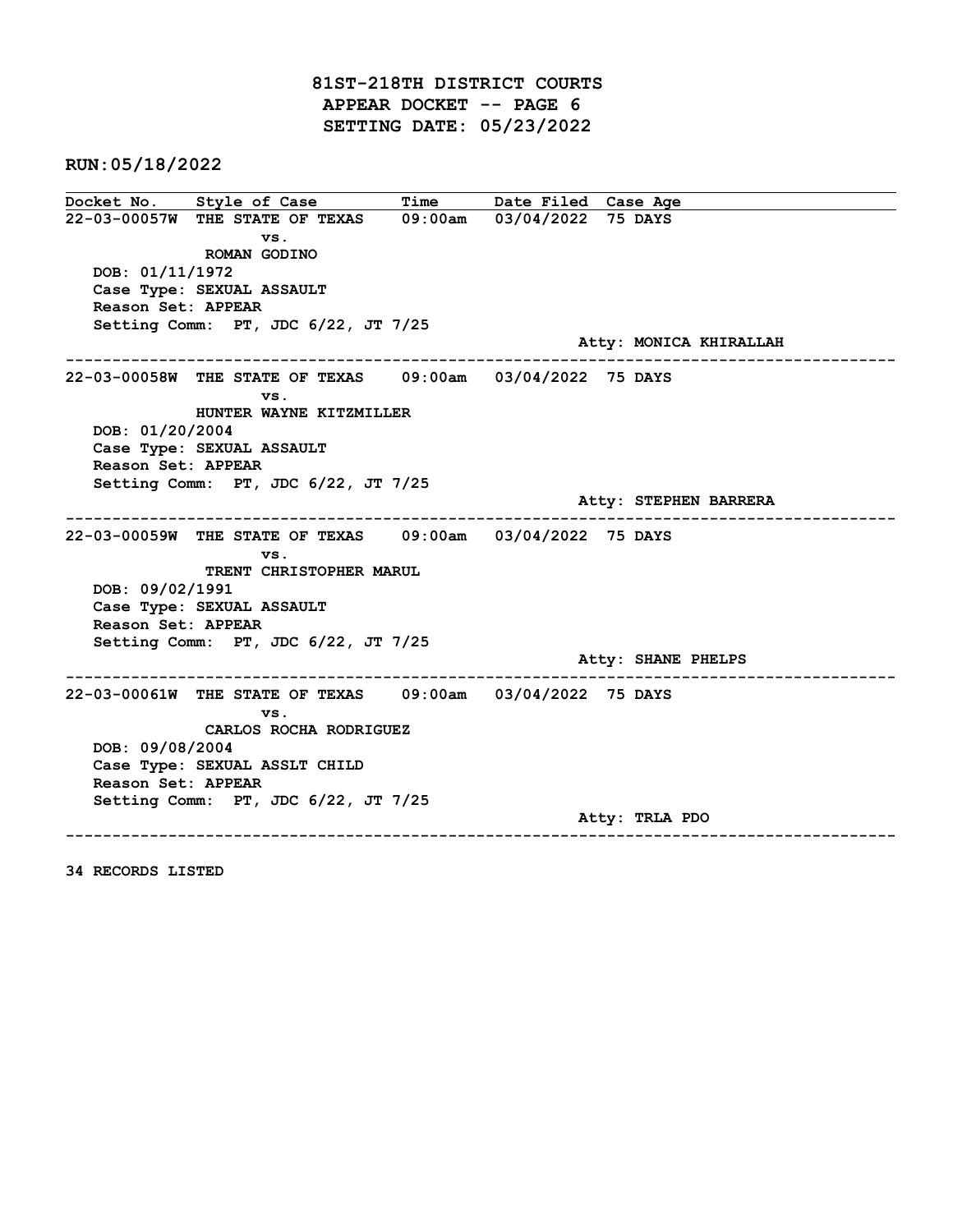# 81ST-218TH DISTRICT COURTS
## APPEAR DOCKET -- PAGE 6
## SETTING DATE: 05/23/2022

**RUN:05/18/2022**

| Docket No. | Style of Case | Time | Date Filed | Case Age |
|---|---|---|---|---|

**22-03-00057W** THE STATE OF TEXAS vs. ROMAN GODINO — 09:00am — 03/04/2022 — 75 DAYS

DOB: 01/11/1972
Case Type: SEXUAL ASSAULT
Reason Set: APPEAR
Setting Comm: PT, JDC 6/22, JT 7/25
Atty: MONICA KHIRALLAH

---

**22-03-00058W** THE STATE OF TEXAS vs. HUNTER WAYNE KITZMILLER — 09:00am — 03/04/2022 — 75 DAYS

DOB: 01/20/2004
Case Type: SEXUAL ASSAULT
Reason Set: APPEAR
Setting Comm: PT, JDC 6/22, JT 7/25
Atty: STEPHEN BARRERA

---

**22-03-00059W** THE STATE OF TEXAS vs. TRENT CHRISTOPHER MARUL — 09:00am — 03/04/2022 — 75 DAYS

DOB: 09/02/1991
Case Type: SEXUAL ASSAULT
Reason Set: APPEAR
Setting Comm: PT, JDC 6/22, JT 7/25
Atty: SHANE PHELPS

---

**22-03-00061W** THE STATE OF TEXAS vs. CARLOS ROCHA RODRIGUEZ — 09:00am — 03/04/2022 — 75 DAYS

DOB: 09/08/2004
Case Type: SEXUAL ASSLT CHILD
Reason Set: APPEAR
Setting Comm: PT, JDC 6/22, JT 7/25
Atty: TRLA PDO

---

34 RECORDS LISTED